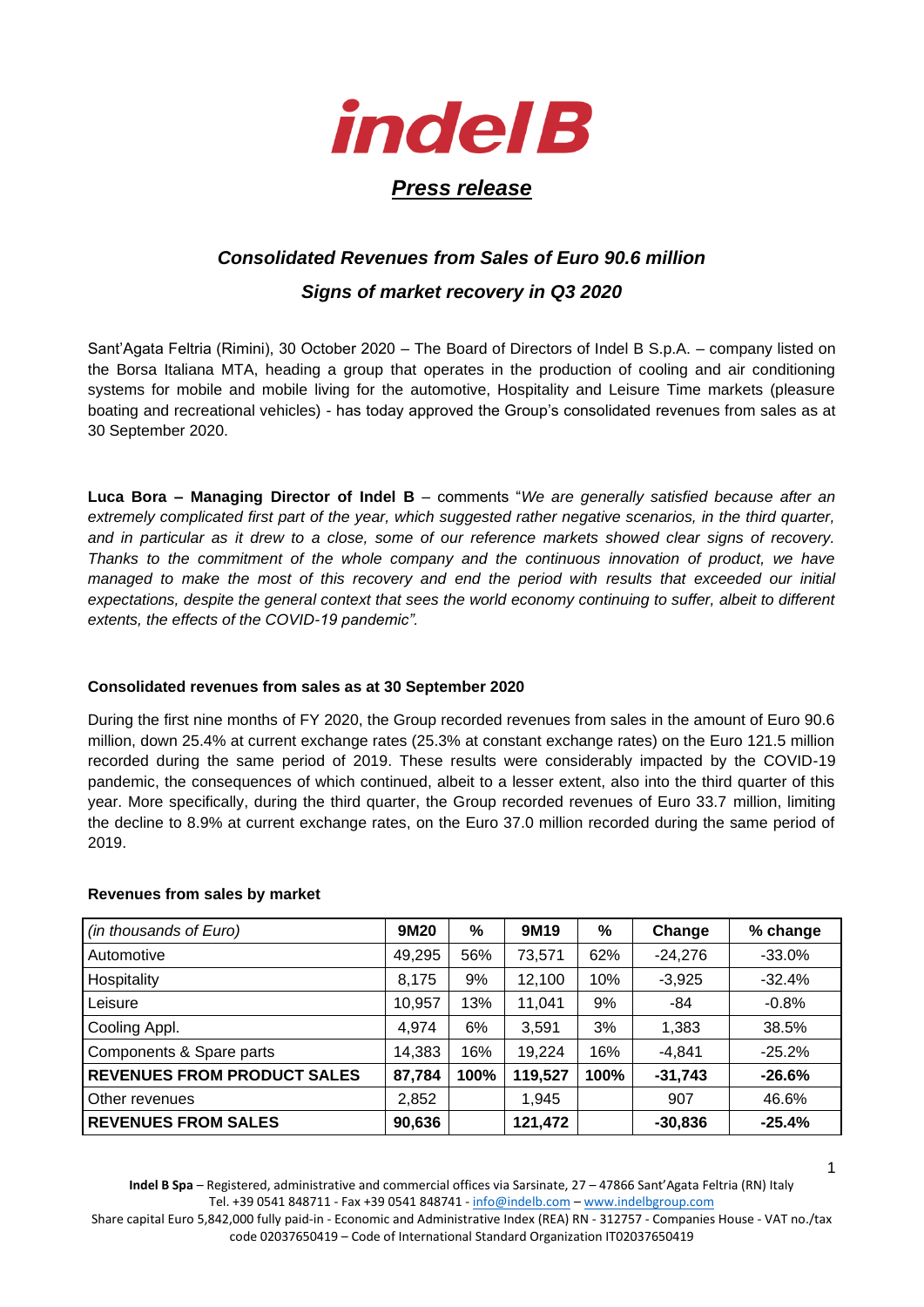# indelB

## *Press release*

### *Consolidated Revenues from Sales of Euro 90.6 million*

### *Signs of market recovery in Q3 2020*

Sant'Agata Feltria (Rimini), 30 October 2020 – The Board of Directors of Indel B S.p.A. – company listed on the Borsa Italiana MTA, heading a group that operates in the production of cooling and air conditioning systems for mobile and mobile living for the automotive, Hospitality and Leisure Time markets (pleasure boating and recreational vehicles) - has today approved the Group's consolidated revenues from sales as at 30 September 2020.

**Luca Bora – Managing Director of Indel B** – comments "*We are generally satisfied because after an extremely complicated first part of the year, which suggested rather negative scenarios, in the third quarter, and in particular as it drew to a close, some of our reference markets showed clear signs of recovery. Thanks to the commitment of the whole company and the continuous innovation of product, we have managed to make the most of this recovery and end the period with results that exceeded our initial expectations, despite the general context that sees the world economy continuing to suffer, albeit to different extents, the effects of the COVID-19 pandemic".*

**Consolidated revenues from sales as at 30 September 2020**

During the first nine months of FY 2020, the Group recorded revenues from sales in the amount of Euro 90.6 million, down 25.4% at current exchange rates (25.3% at constant exchange rates) on the Euro 121.5 million recorded during the same period of 2019. These results were considerably impacted by the COVID-19 pandemic, the consequences of which continued, albeit to a lesser extent, also into the third quarter of this year. More specifically, during the third quarter, the Group recorded revenues of Euro 33.7 million, limiting the decline to 8.9% at current exchange rates, on the Euro 37.0 million recorded during the same period of 2019.

**Revenues from sales by market**

| *(in thousands of Euro)* | 9M20 | % | 9M19 | % | Change | % change |
|---|---|---|---|---|---|---|
| Automotive | 49,295 | 56% | 73,571 | 62% | -24,276 | -33.0% |
| Hospitality | 8,175 | 9% | 12,100 | 10% | -3,925 | -32.4% |
| Leisure | 10,957 | 13% | 11,041 | 9% | -84 | -0.8% |
| Cooling Appl. | 4,974 | 6% | 3,591 | 3% | 1,383 | 38.5% |
| Components & Spare parts | 14,383 | 16% | 19,224 | 16% | -4,841 | -25.2% |
| **REVENUES FROM PRODUCT SALES** | **87,784** | **100%** | **119,527** | **100%** | **-31,743** | **-26.6%** |
| Other revenues | 2,852 | | 1,945 | | 907 | 46.6% |
| **REVENUES FROM SALES** | **90,636** | | **121,472** | | **-30,836** | **-25.4%** |

**Indel B Spa** – Registered, administrative and commercial offices via Sarsinate, 27 – 47866 Sant'Agata Feltria (RN) Italy
Tel. +39 0541 848711 - Fax +39 0541 848741 - info@indelb.com – www.indelbgroup.com
Share capital Euro 5,842,000 fully paid-in - Economic and Administrative Index (REA) RN - 312757 - Companies House - VAT no./tax code 02037650419 – Code of International Standard Organization IT02037650419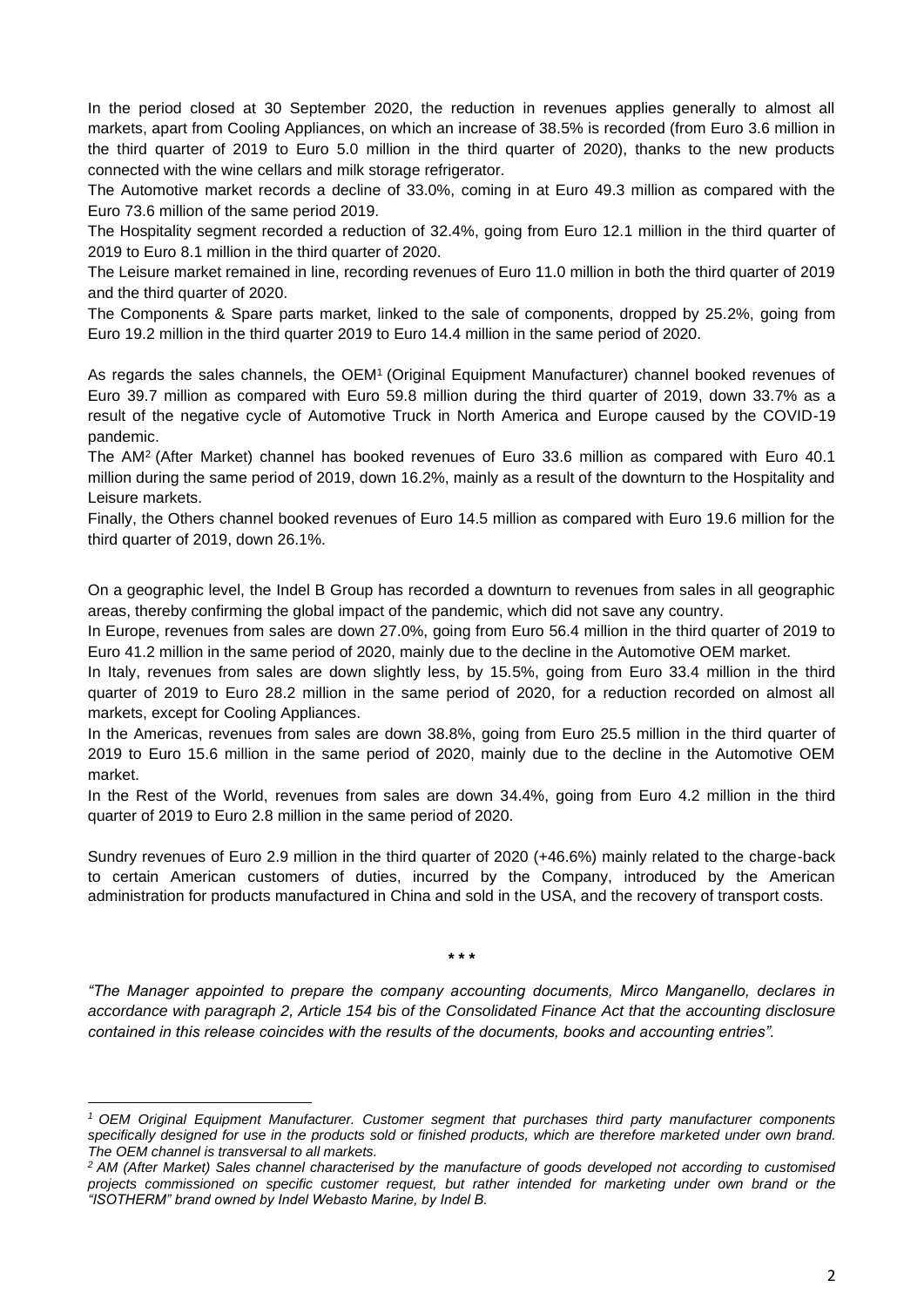In the period closed at 30 September 2020, the reduction in revenues applies generally to almost all markets, apart from Cooling Appliances, on which an increase of 38.5% is recorded (from Euro 3.6 million in the third quarter of 2019 to Euro 5.0 million in the third quarter of 2020), thanks to the new products connected with the wine cellars and milk storage refrigerator.

The Automotive market records a decline of 33.0%, coming in at Euro 49.3 million as compared with the Euro 73.6 million of the same period 2019.

The Hospitality segment recorded a reduction of 32.4%, going from Euro 12.1 million in the third quarter of 2019 to Euro 8.1 million in the third quarter of 2020.

The Leisure market remained in line, recording revenues of Euro 11.0 million in both the third quarter of 2019 and the third quarter of 2020.

The Components & Spare parts market, linked to the sale of components, dropped by 25.2%, going from Euro 19.2 million in the third quarter 2019 to Euro 14.4 million in the same period of 2020.

As regards the sales channels, the OEM[1] (Original Equipment Manufacturer) channel booked revenues of Euro 39.7 million as compared with Euro 59.8 million during the third quarter of 2019, down 33.7% as a result of the negative cycle of Automotive Truck in North America and Europe caused by the COVID-19 pandemic.

The AM[2] (After Market) channel has booked revenues of Euro 33.6 million as compared with Euro 40.1 million during the same period of 2019, down 16.2%, mainly as a result of the downturn to the Hospitality and Leisure markets.

Finally, the Others channel booked revenues of Euro 14.5 million as compared with Euro 19.6 million for the third quarter of 2019, down 26.1%.

On a geographic level, the Indel B Group has recorded a downturn to revenues from sales in all geographic areas, thereby confirming the global impact of the pandemic, which did not save any country.

In Europe, revenues from sales are down 27.0%, going from Euro 56.4 million in the third quarter of 2019 to Euro 41.2 million in the same period of 2020, mainly due to the decline in the Automotive OEM market.

In Italy, revenues from sales are down slightly less, by 15.5%, going from Euro 33.4 million in the third quarter of 2019 to Euro 28.2 million in the same period of 2020, for a reduction recorded on almost all markets, except for Cooling Appliances.

In the Americas, revenues from sales are down 38.8%, going from Euro 25.5 million in the third quarter of 2019 to Euro 15.6 million in the same period of 2020, mainly due to the decline in the Automotive OEM market.

In the Rest of the World, revenues from sales are down 34.4%, going from Euro 4.2 million in the third quarter of 2019 to Euro 2.8 million in the same period of 2020.

Sundry revenues of Euro 2.9 million in the third quarter of 2020 (+46.6%) mainly related to the charge-back to certain American customers of duties, incurred by the Company, introduced by the American administration for products manufactured in China and sold in the USA, and the recovery of transport costs.

\* \* \*

*"The Manager appointed to prepare the company accounting documents, Mirco Manganello, declares in accordance with paragraph 2, Article 154 bis of the Consolidated Finance Act that the accounting disclosure contained in this release coincides with the results of the documents, books and accounting entries".*

---

*[1] OEM Original Equipment Manufacturer. Customer segment that purchases third party manufacturer components specifically designed for use in the products sold or finished products, which are therefore marketed under own brand. The OEM channel is transversal to all markets.*

*[2] AM (After Market) Sales channel characterised by the manufacture of goods developed not according to customised projects commissioned on specific customer request, but rather intended for marketing under own brand or the "ISOTHERM" brand owned by Indel Webasto Marine, by Indel B.*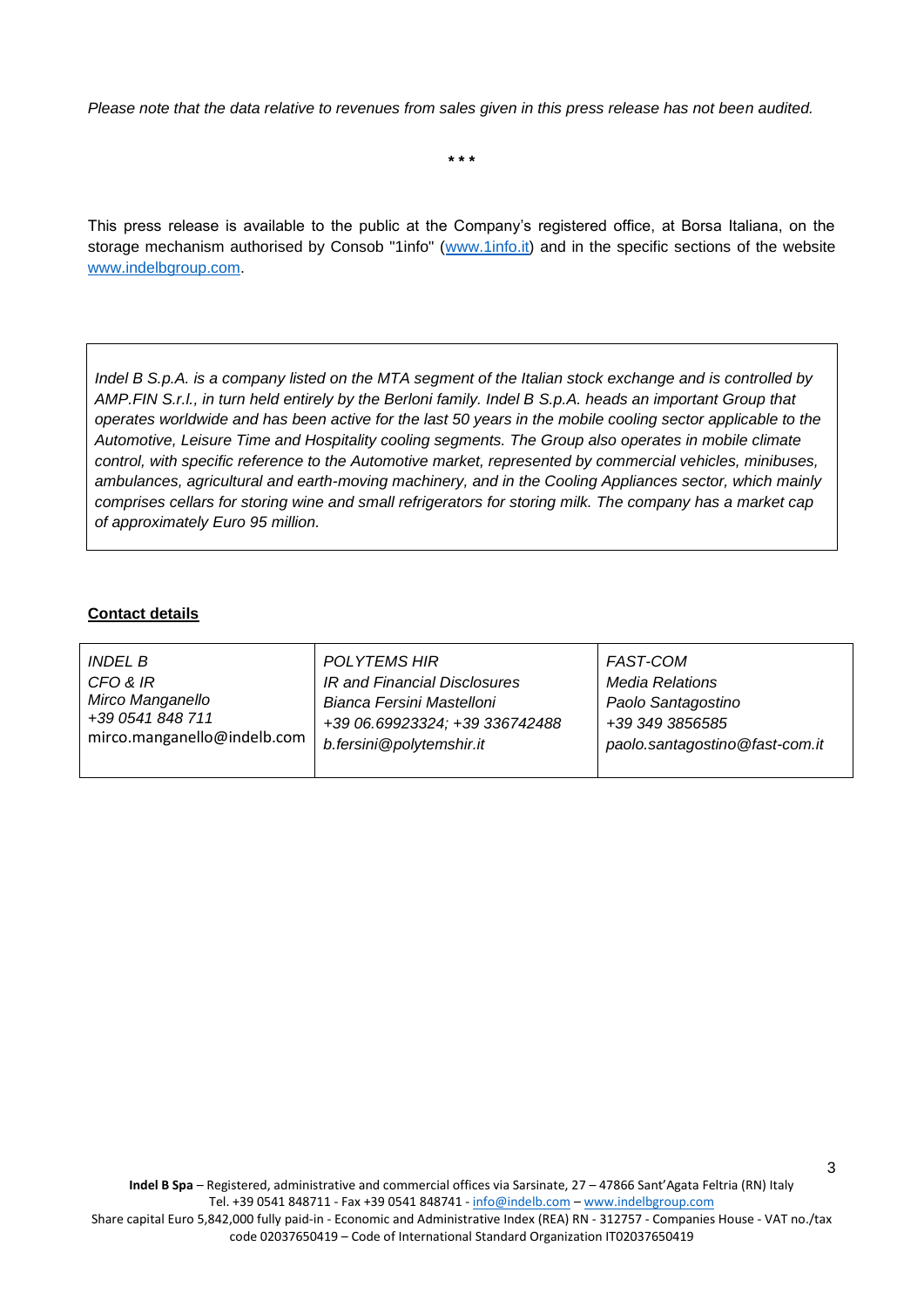*Please note that the data relative to revenues from sales given in this press release has not been audited.*

\* \* \*

This press release is available to the public at the Company's registered office, at Borsa Italiana, on the storage mechanism authorised by Consob "1info" (www.1info.it) and in the specific sections of the website www.indelbgroup.com.

*Indel B S.p.A. is a company listed on the MTA segment of the Italian stock exchange and is controlled by AMP.FIN S.r.l., in turn held entirely by the Berloni family. Indel B S.p.A. heads an important Group that operates worldwide and has been active for the last 50 years in the mobile cooling sector applicable to the Automotive, Leisure Time and Hospitality cooling segments. The Group also operates in mobile climate control, with specific reference to the Automotive market, represented by commercial vehicles, minibuses, ambulances, agricultural and earth-moving machinery, and in the Cooling Appliances sector, which mainly comprises cellars for storing wine and small refrigerators for storing milk. The company has a market cap of approximately Euro 95 million.*

**Contact details**

| | | |
|---|---|---|
| *INDEL B*<br>*CFO & IR*<br>*Mirco Manganello*<br>*+39 0541 848 711*<br>mirco.manganello@indelb.com | *POLYTEMS HIR*<br>*IR and Financial Disclosures*<br>*Bianca Fersini Mastelloni*<br>*+39 06.69923324; +39 336742488*<br>*b.fersini@polytemshir.it* | *FAST-COM*<br>*Media Relations*<br>*Paolo Santagostino*<br>*+39 349 3856585*<br>*paolo.santagostino@fast-com.it* |

**Indel B Spa** – Registered, administrative and commercial offices via Sarsinate, 27 – 47866 Sant'Agata Feltria (RN) Italy
Tel. +39 0541 848711 - Fax +39 0541 848741 - info@indelb.com – www.indelbgroup.com
Share capital Euro 5,842,000 fully paid-in - Economic and Administrative Index (REA) RN - 312757 - Companies House - VAT no./tax code 02037650419 – Code of International Standard Organization IT02037650419